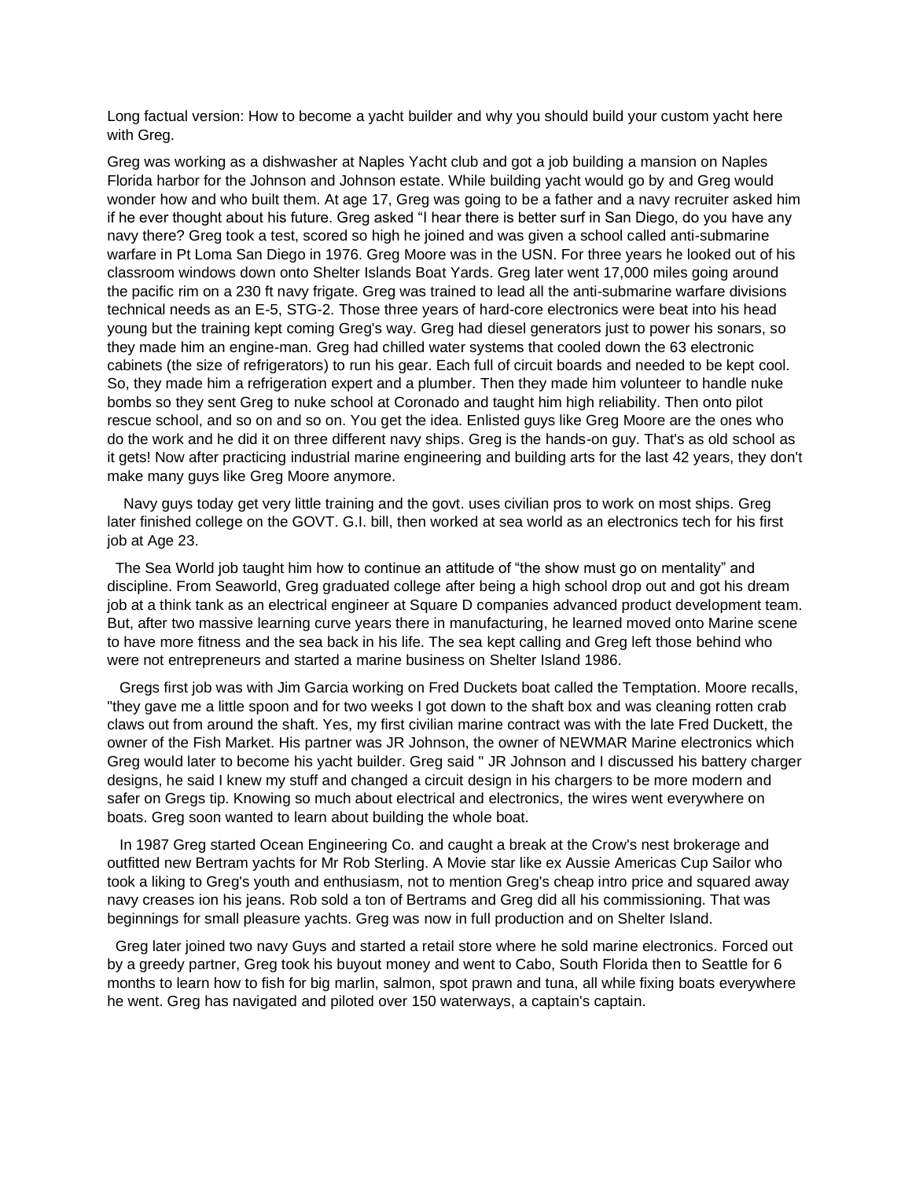Long factual version: How to become a yacht builder and why you should build your custom yacht here with Greg.

Greg was working as a dishwasher at Naples Yacht club and got a job building a mansion on Naples Florida harbor for the Johnson and Johnson estate. While building yacht would go by and Greg would wonder how and who built them. At age 17, Greg was going to be a father and a navy recruiter asked him if he ever thought about his future. Greg asked "I hear there is better surf in San Diego, do you have any navy there? Greg took a test, scored so high he joined and was given a school called anti-submarine warfare in Pt Loma San Diego in 1976. Greg Moore was in the USN. For three years he looked out of his classroom windows down onto Shelter Islands Boat Yards. Greg later went 17,000 miles going around the pacific rim on a 230 ft navy frigate. Greg was trained to lead all the anti-submarine warfare divisions technical needs as an E-5, STG-2. Those three years of hard-core electronics were beat into his head young but the training kept coming Greg's way. Greg had diesel generators just to power his sonars, so they made him an engine-man. Greg had chilled water systems that cooled down the 63 electronic cabinets (the size of refrigerators) to run his gear. Each full of circuit boards and needed to be kept cool. So, they made him a refrigeration expert and a plumber. Then they made him volunteer to handle nuke bombs so they sent Greg to nuke school at Coronado and taught him high reliability. Then onto pilot rescue school, and so on and so on. You get the idea. Enlisted guys like Greg Moore are the ones who do the work and he did it on three different navy ships. Greg is the hands-on guy. That's as old school as it gets! Now after practicing industrial marine engineering and building arts for the last 42 years, they don't make many guys like Greg Moore anymore.

Navy guys today get very little training and the govt. uses civilian pros to work on most ships. Greg later finished college on the GOVT. G.I. bill, then worked at sea world as an electronics tech for his first job at Age 23.

The Sea World job taught him how to continue an attitude of "the show must go on mentality" and discipline. From Seaworld, Greg graduated college after being a high school drop out and got his dream job at a think tank as an electrical engineer at Square D companies advanced product development team. But, after two massive learning curve years there in manufacturing, he learned moved onto Marine scene to have more fitness and the sea back in his life. The sea kept calling and Greg left those behind who were not entrepreneurs and started a marine business on Shelter Island 1986.

Gregs first job was with Jim Garcia working on Fred Duckets boat called the Temptation. Moore recalls, "they gave me a little spoon and for two weeks I got down to the shaft box and was cleaning rotten crab claws out from around the shaft. Yes, my first civilian marine contract was with the late Fred Duckett, the owner of the Fish Market. His partner was JR Johnson, the owner of NEWMAR Marine electronics which Greg would later to become his yacht builder. Greg said " JR Johnson and I discussed his battery charger designs, he said I knew my stuff and changed a circuit design in his chargers to be more modern and safer on Gregs tip. Knowing so much about electrical and electronics, the wires went everywhere on boats. Greg soon wanted to learn about building the whole boat.

In 1987 Greg started Ocean Engineering Co. and caught a break at the Crow's nest brokerage and outfitted new Bertram yachts for Mr Rob Sterling. A Movie star like ex Aussie Americas Cup Sailor who took a liking to Greg's youth and enthusiasm, not to mention Greg's cheap intro price and squared away navy creases ion his jeans. Rob sold a ton of Bertrams and Greg did all his commissioning. That was beginnings for small pleasure yachts. Greg was now in full production and on Shelter Island.

Greg later joined two navy Guys and started a retail store where he sold marine electronics. Forced out by a greedy partner, Greg took his buyout money and went to Cabo, South Florida then to Seattle for 6 months to learn how to fish for big marlin, salmon, spot prawn and tuna, all while fixing boats everywhere he went. Greg has navigated and piloted over 150 waterways, a captain's captain.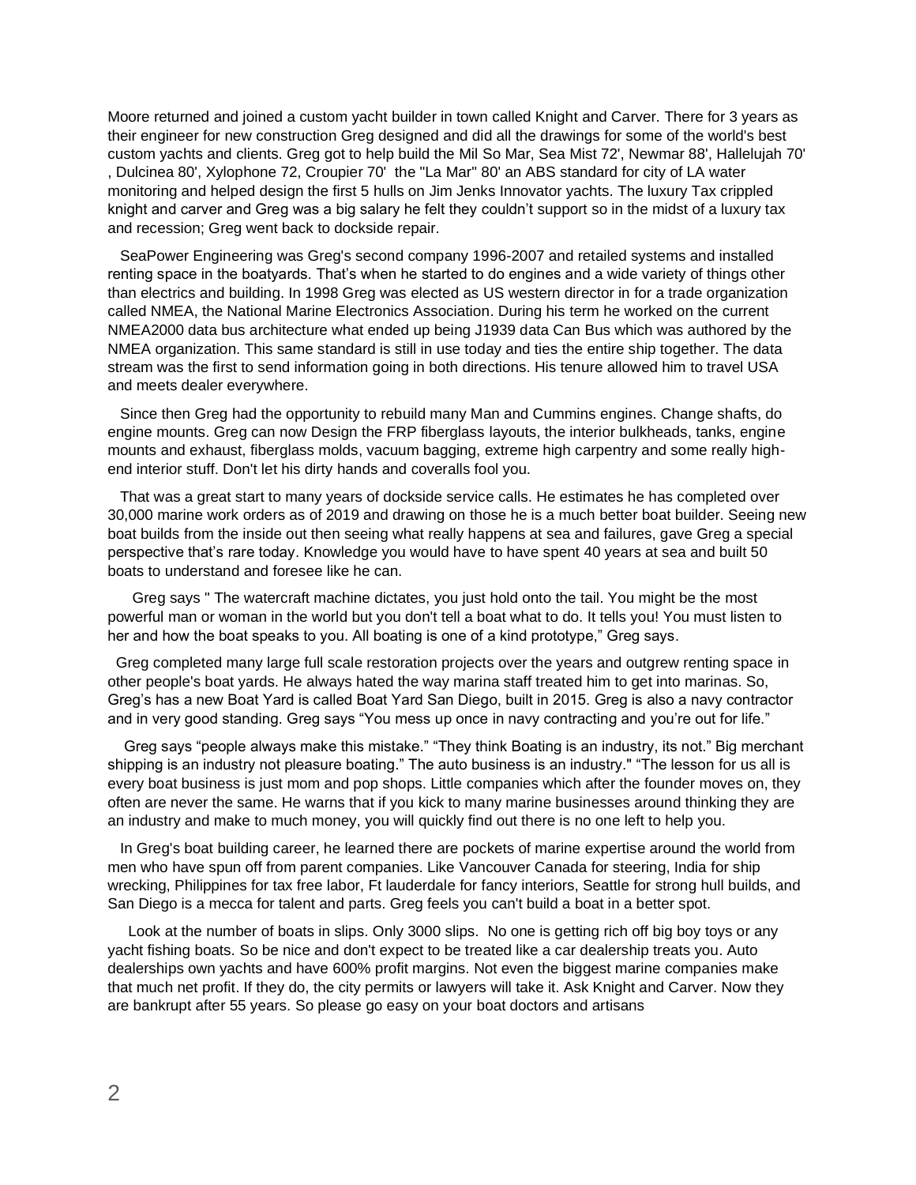Moore returned and joined a custom yacht builder in town called Knight and Carver. There for 3 years as their engineer for new construction Greg designed and did all the drawings for some of the world's best custom yachts and clients. Greg got to help build the Mil So Mar, Sea Mist 72', Newmar 88', Hallelujah 70' , Dulcinea 80', Xylophone 72, Croupier 70' the "La Mar" 80' an ABS standard for city of LA water monitoring and helped design the first 5 hulls on Jim Jenks Innovator yachts. The luxury Tax crippled knight and carver and Greg was a big salary he felt they couldn't support so in the midst of a luxury tax and recession; Greg went back to dockside repair.

SeaPower Engineering was Greg's second company 1996-2007 and retailed systems and installed renting space in the boatyards. That's when he started to do engines and a wide variety of things other than electrics and building. In 1998 Greg was elected as US western director in for a trade organization called NMEA, the National Marine Electronics Association. During his term he worked on the current NMEA2000 data bus architecture what ended up being J1939 data Can Bus which was authored by the NMEA organization. This same standard is still in use today and ties the entire ship together. The data stream was the first to send information going in both directions. His tenure allowed him to travel USA and meets dealer everywhere.

Since then Greg had the opportunity to rebuild many Man and Cummins engines. Change shafts, do engine mounts. Greg can now Design the FRP fiberglass layouts, the interior bulkheads, tanks, engine mounts and exhaust, fiberglass molds, vacuum bagging, extreme high carpentry and some really high-end interior stuff. Don't let his dirty hands and coveralls fool you.

That was a great start to many years of dockside service calls. He estimates he has completed over 30,000 marine work orders as of 2019 and drawing on those he is a much better boat builder. Seeing new boat builds from the inside out then seeing what really happens at sea and failures, gave Greg a special perspective that's rare today. Knowledge you would have to have spent 40 years at sea and built 50 boats to understand and foresee like he can.

Greg says " The watercraft machine dictates, you just hold onto the tail. You might be the most powerful man or woman in the world but you don't tell a boat what to do. It tells you! You must listen to her and how the boat speaks to you. All boating is one of a kind prototype," Greg says.

Greg completed many large full scale restoration projects over the years and outgrew renting space in other people's boat yards. He always hated the way marina staff treated him to get into marinas. So, Greg's has a new Boat Yard is called Boat Yard San Diego, built in 2015. Greg is also a navy contractor and in very good standing. Greg says "You mess up once in navy contracting and you're out for life."

Greg says "people always make this mistake." "They think Boating is an industry, its not." Big merchant shipping is an industry not pleasure boating." The auto business is an industry." "The lesson for us all is every boat business is just mom and pop shops. Little companies which after the founder moves on, they often are never the same. He warns that if you kick to many marine businesses around thinking they are an industry and make to much money, you will quickly find out there is no one left to help you.

In Greg's boat building career, he learned there are pockets of marine expertise around the world from men who have spun off from parent companies. Like Vancouver Canada for steering, India for ship wrecking, Philippines for tax free labor, Ft lauderdale for fancy interiors, Seattle for strong hull builds, and San Diego is a mecca for talent and parts. Greg feels you can't build a boat in a better spot.

Look at the number of boats in slips. Only 3000 slips. No one is getting rich off big boy toys or any yacht fishing boats. So be nice and don't expect to be treated like a car dealership treats you. Auto dealerships own yachts and have 600% profit margins. Not even the biggest marine companies make that much net profit. If they do, the city permits or lawyers will take it. Ask Knight and Carver. Now they are bankrupt after 55 years. So please go easy on your boat doctors and artisans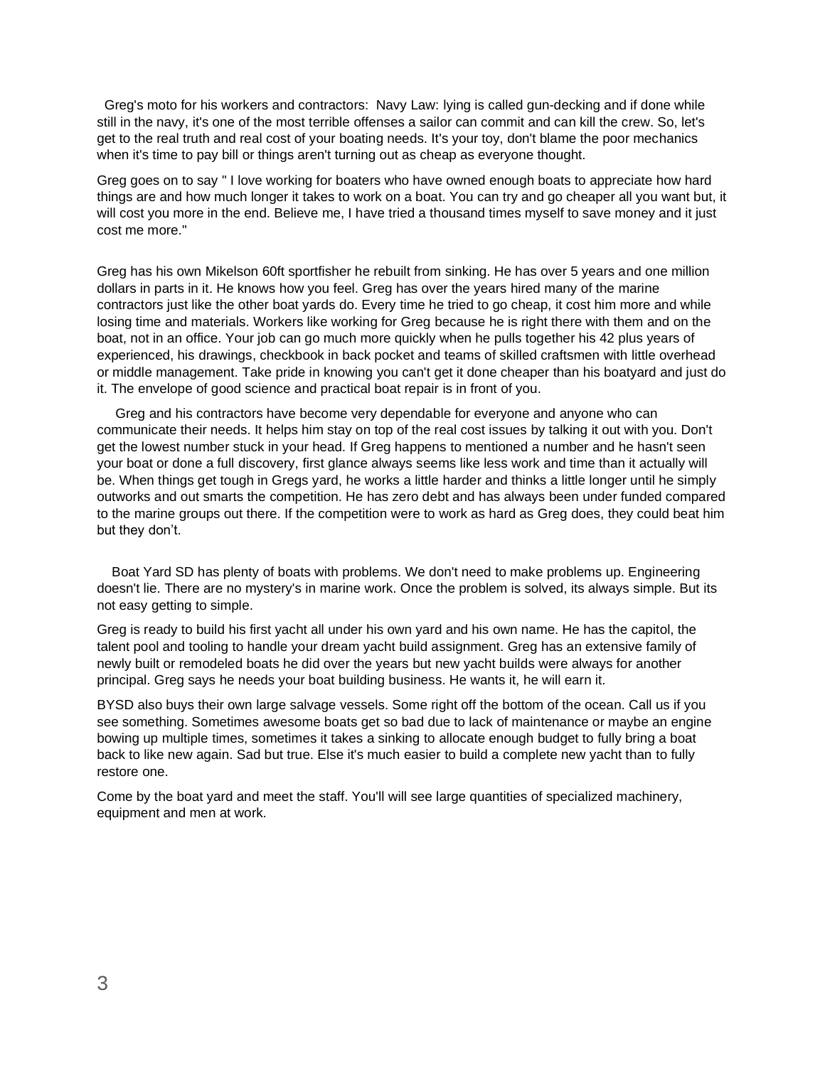Greg's moto for his workers and contractors: Navy Law: lying is called gun-decking and if done while still in the navy, it's one of the most terrible offenses a sailor can commit and can kill the crew. So, let's get to the real truth and real cost of your boating needs. It's your toy, don't blame the poor mechanics when it's time to pay bill or things aren't turning out as cheap as everyone thought.

Greg goes on to say " I love working for boaters who have owned enough boats to appreciate how hard things are and how much longer it takes to work on a boat. You can try and go cheaper all you want but, it will cost you more in the end. Believe me, I have tried a thousand times myself to save money and it just cost me more."

Greg has his own Mikelson 60ft sportfisher he rebuilt from sinking. He has over 5 years and one million dollars in parts in it. He knows how you feel. Greg has over the years hired many of the marine contractors just like the other boat yards do. Every time he tried to go cheap, it cost him more and while losing time and materials. Workers like working for Greg because he is right there with them and on the boat, not in an office. Your job can go much more quickly when he pulls together his 42 plus years of experienced, his drawings, checkbook in back pocket and teams of skilled craftsmen with little overhead or middle management. Take pride in knowing you can't get it done cheaper than his boatyard and just do it. The envelope of good science and practical boat repair is in front of you.

Greg and his contractors have become very dependable for everyone and anyone who can communicate their needs. It helps him stay on top of the real cost issues by talking it out with you. Don't get the lowest number stuck in your head. If Greg happens to mentioned a number and he hasn't seen your boat or done a full discovery, first glance always seems like less work and time than it actually will be. When things get tough in Gregs yard, he works a little harder and thinks a little longer until he simply outworks and out smarts the competition. He has zero debt and has always been under funded compared to the marine groups out there. If the competition were to work as hard as Greg does, they could beat him but they don't.

Boat Yard SD has plenty of boats with problems. We don't need to make problems up. Engineering doesn't lie. There are no mystery's in marine work. Once the problem is solved, its always simple. But its not easy getting to simple.

Greg is ready to build his first yacht all under his own yard and his own name. He has the capitol, the talent pool and tooling to handle your dream yacht build assignment. Greg has an extensive family of newly built or remodeled boats he did over the years but new yacht builds were always for another principal. Greg says he needs your boat building business. He wants it, he will earn it.

BYSD also buys their own large salvage vessels. Some right off the bottom of the ocean. Call us if you see something. Sometimes awesome boats get so bad due to lack of maintenance or maybe an engine bowing up multiple times, sometimes it takes a sinking to allocate enough budget to fully bring a boat back to like new again. Sad but true. Else it's much easier to build a complete new yacht than to fully restore one.

Come by the boat yard and meet the staff. You'll will see large quantities of specialized machinery, equipment and men at work.